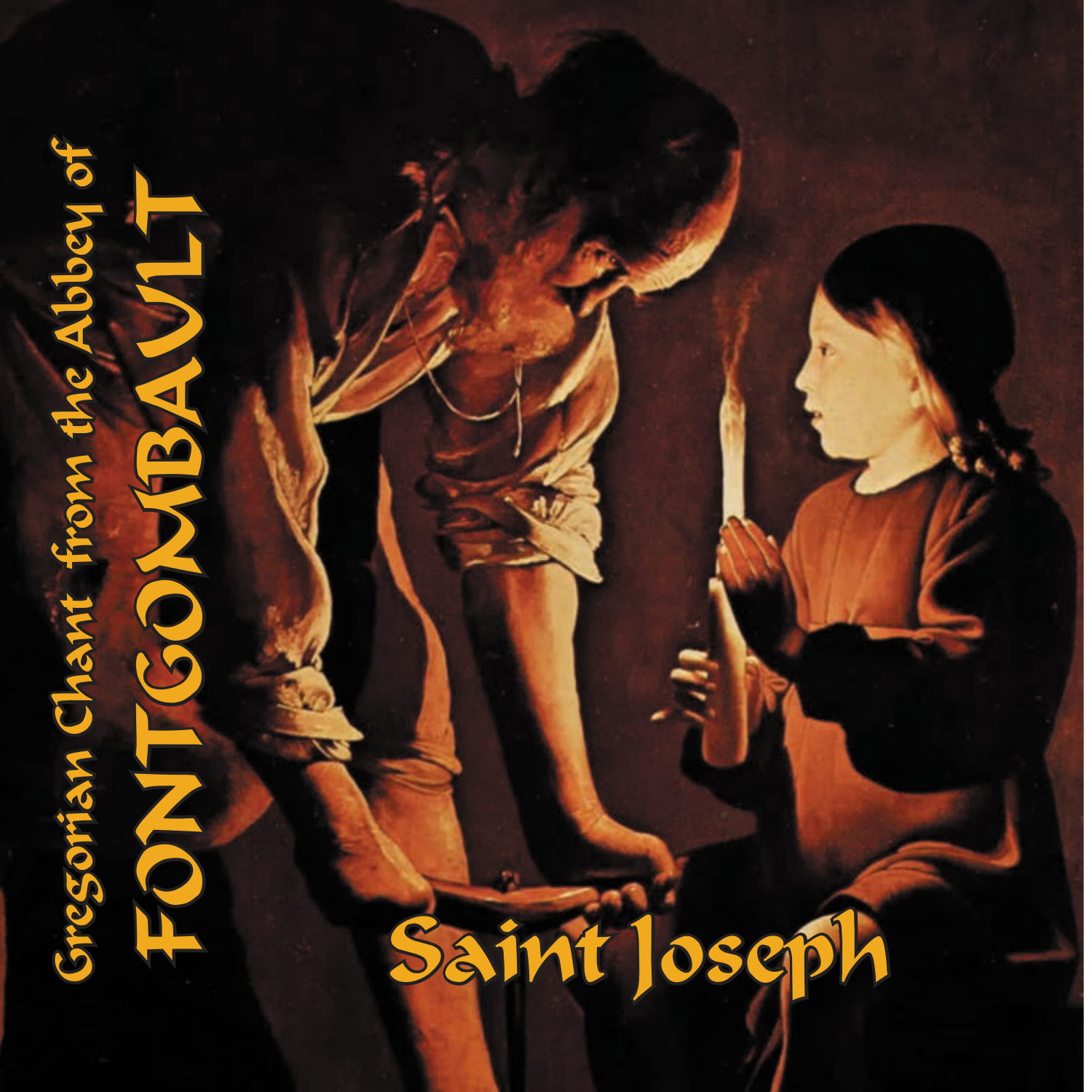Gregorian Chant from the Abbey of

# FONTGOMBAULT

# Saint Joseph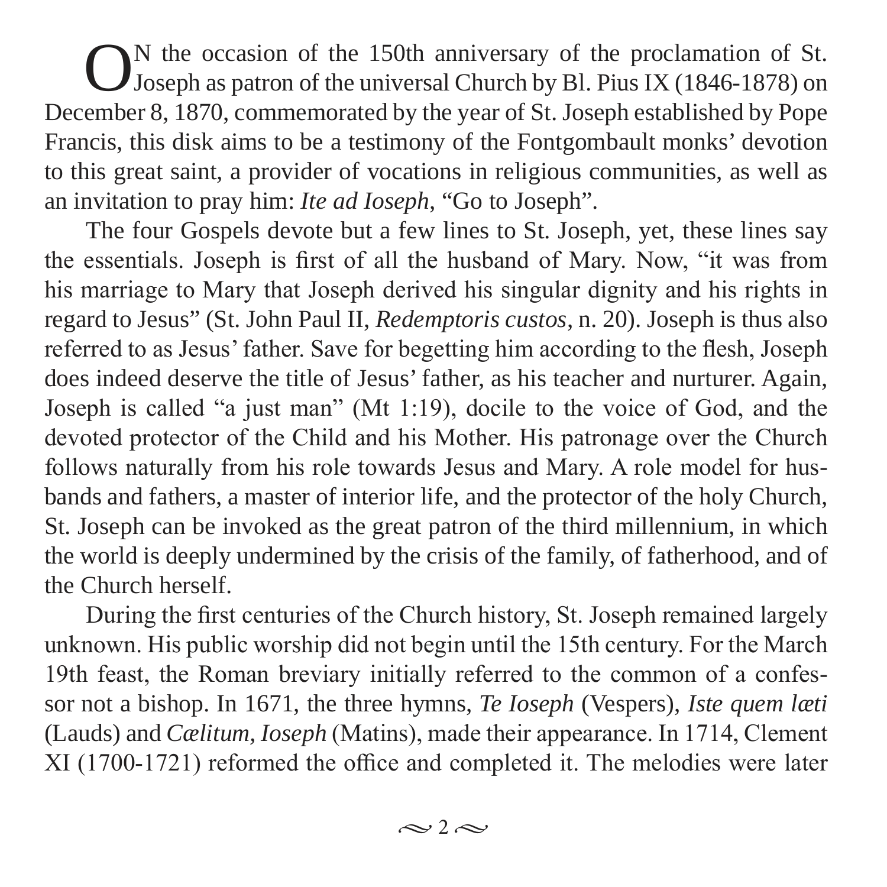ON the occasion of the 150th anniversary of the proclamation of St. Joseph as patron of the universal Church by Bl. Pius IX (1846-1878) on December 8, 1870, commemorated by the year of St. Joseph established by Pope Francis, this disk aims to be a testimony of the Fontgombault monks' devotion to this great saint, a provider of vocations in religious communities, as well as an invitation to pray him: *Ite ad Ioseph*, "Go to Joseph".

The four Gospels devote but a few lines to St. Joseph, yet, these lines say the essentials. Joseph is first of all the husband of Mary. Now, "it was from his marriage to Mary that Joseph derived his singular dignity and his rights in regard to Jesus" (St. John Paul II, *Redemptoris custos*, n. 20). Joseph is thus also referred to as Jesus' father. Save for begetting him according to the flesh, Joseph does indeed deserve the title of Jesus' father, as his teacher and nurturer. Again, Joseph is called "a just man" (Mt 1:19), docile to the voice of God, and the devoted protector of the Child and his Mother. His patronage over the Church follows naturally from his role towards Jesus and Mary. A role model for husbands and fathers, a master of interior life, and the protector of the holy Church, St. Joseph can be invoked as the great patron of the third millennium, in which the world is deeply undermined by the crisis of the family, of fatherhood, and of the Church herself.

During the first centuries of the Church history, St. Joseph remained largely unknown. His public worship did not begin until the 15th century. For the March 19th feast, the Roman breviary initially referred to the common of a confessor not a bishop. In 1671, the three hymns, *Te Ioseph* (Vespers), *Iste quem læti* (Lauds) and *Cælitum, Ioseph* (Matins), made their appearance. In 1714, Clement XI (1700-1721) reformed the office and completed it. The melodies were later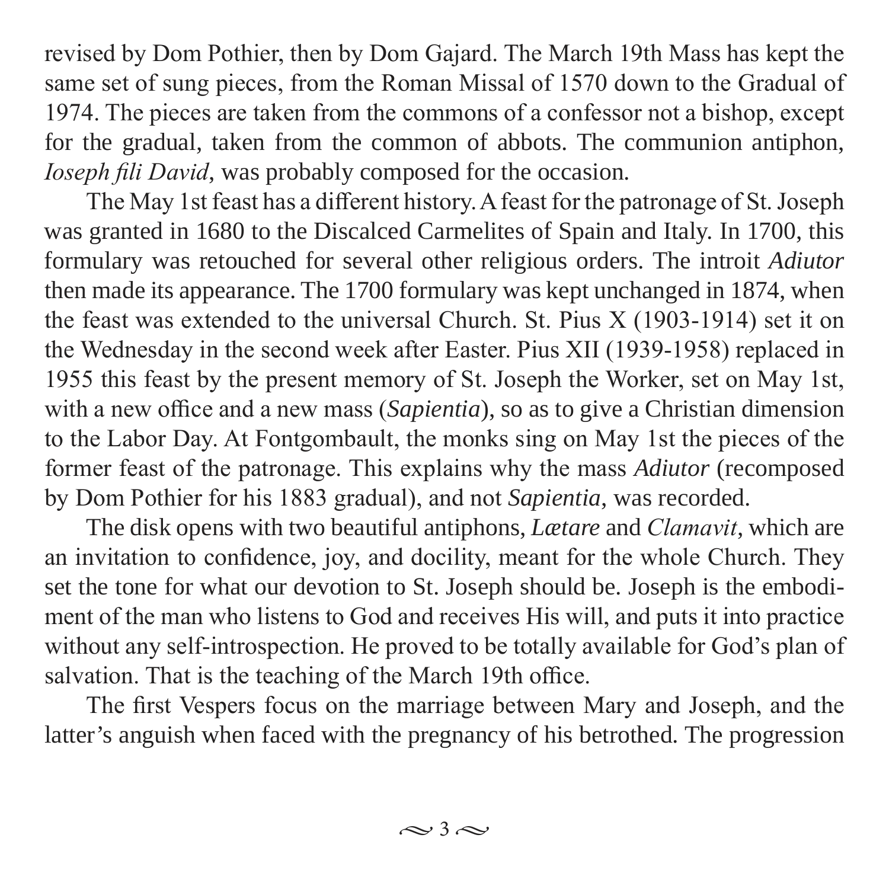revised by Dom Pothier, then by Dom Gajard. The March 19th Mass has kept the same set of sung pieces, from the Roman Missal of 1570 down to the Gradual of 1974. The pieces are taken from the commons of a confessor not a bishop, except for the gradual, taken from the common of abbots. The communion antiphon, *Ioseph fili David*, was probably composed for the occasion.

The May 1st feast has a different history. A feast for the patronage of St. Joseph was granted in 1680 to the Discalced Carmelites of Spain and Italy. In 1700, this formulary was retouched for several other religious orders. The introit *Adiutor* then made its appearance. The 1700 formulary was kept unchanged in 1874, when the feast was extended to the universal Church. St. Pius X (1903-1914) set it on the Wednesday in the second week after Easter. Pius XII (1939-1958) replaced in 1955 this feast by the present memory of St. Joseph the Worker, set on May 1st, with a new office and a new mass (*Sapientia*), so as to give a Christian dimension to the Labor Day. At Fontgombault, the monks sing on May 1st the pieces of the former feast of the patronage. This explains why the mass *Adiutor* (recomposed by Dom Pothier for his 1883 gradual), and not *Sapientia*, was recorded.

The disk opens with two beautiful antiphons, *Lætare* and *Clamavit*, which are an invitation to confidence, joy, and docility, meant for the whole Church. They set the tone for what our devotion to St. Joseph should be. Joseph is the embodiment of the man who listens to God and receives His will, and puts it into practice without any self-introspection. He proved to be totally available for God's plan of salvation. That is the teaching of the March 19th office.

The first Vespers focus on the marriage between Mary and Joseph, and the latter's anguish when faced with the pregnancy of his betrothed. The progression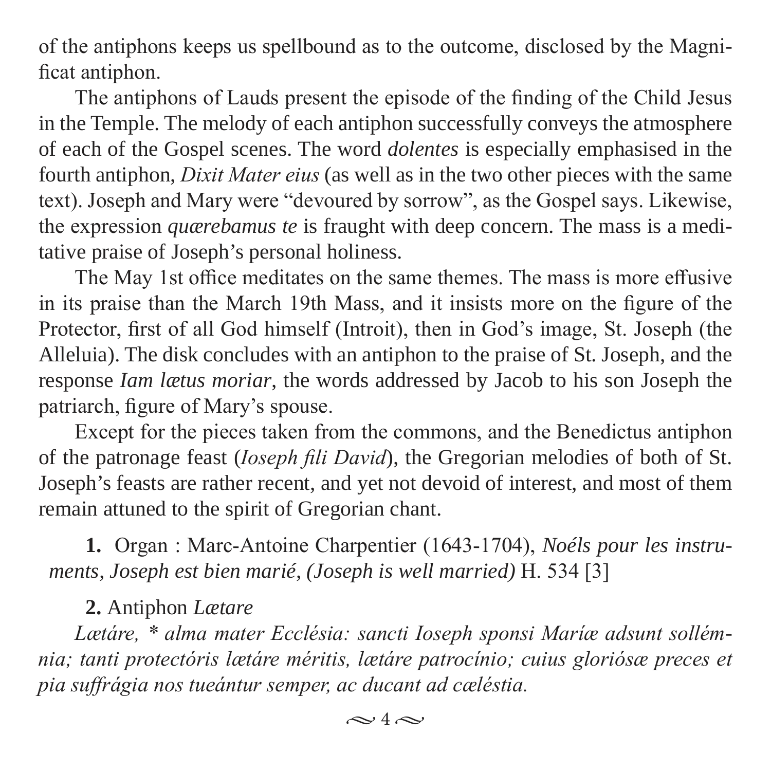of the antiphons keeps us spellbound as to the outcome, disclosed by the Magnificat antiphon.

The antiphons of Lauds present the episode of the finding of the Child Jesus in the Temple. The melody of each antiphon successfully conveys the atmosphere of each of the Gospel scenes. The word *dolentes* is especially emphasised in the fourth antiphon, *Dixit Mater eius* (as well as in the two other pieces with the same text). Joseph and Mary were "devoured by sorrow", as the Gospel says. Likewise, the expression *quærebamus te* is fraught with deep concern. The mass is a meditative praise of Joseph's personal holiness.

The May 1st office meditates on the same themes. The mass is more effusive in its praise than the March 19th Mass, and it insists more on the figure of the Protector, first of all God himself (Introit), then in God's image, St. Joseph (the Alleluia). The disk concludes with an antiphon to the praise of St. Joseph, and the response *Iam lætus moriar*, the words addressed by Jacob to his son Joseph the patriarch, figure of Mary's spouse.

Except for the pieces taken from the commons, and the Benedictus antiphon of the patronage feast (*Ioseph fili David*), the Gregorian melodies of both of St. Joseph's feasts are rather recent, and yet not devoid of interest, and most of them remain attuned to the spirit of Gregorian chant.

**1.** Organ : Marc-Antoine Charpentier (1643-1704), *Noéls pour les instruments, Joseph est bien marié, (Joseph is well married)* H. 534 [3]

**2.** Antiphon *Lætare*

*Lætáre, * alma mater Ecclésia: sancti Ioseph sponsi Maríæ adsunt sollémnia; tanti protectóris lætáre méritis, lætáre patrocínio; cuius gloriósæ preces et pia suffrágia nos tueántur semper, ac ducant ad cæléstia.*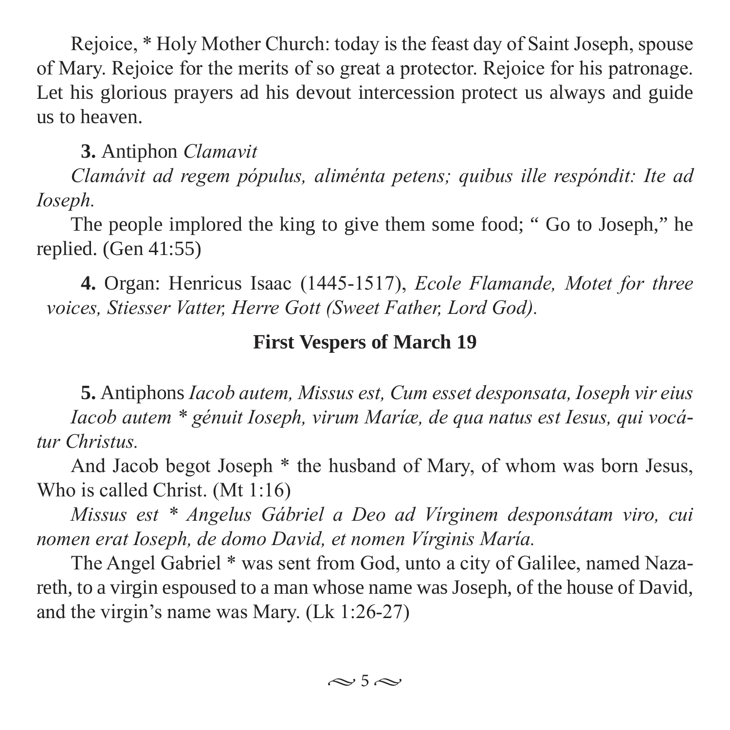Rejoice, * Holy Mother Church: today is the feast day of Saint Joseph, spouse of Mary. Rejoice for the merits of so great a protector. Rejoice for his patronage. Let his glorious prayers ad his devout intercession protect us always and guide us to heaven.

**3.** Antiphon *Clamavit*

*Clamávit ad regem pópulus, aliménta petens; quibus ille respóndit: Ite ad Ioseph.*

The people implored the king to give them some food; " Go to Joseph," he replied. (Gen 41:55)

**4.** Organ: Henricus Isaac (1445-1517), *Ecole Flamande, Motet for three voices, Stiesser Vatter, Herre Gott (Sweet Father, Lord God).*

## First Vespers of March 19

**5.** Antiphons *Iacob autem, Missus est, Cum esset desponsata, Ioseph vir eius*

*Iacob autem * génuit Ioseph, virum Maríæ, de qua natus est Iesus, qui vocátur Christus.*

And Jacob begot Joseph * the husband of Mary, of whom was born Jesus, Who is called Christ. (Mt 1:16)

*Missus est * Angelus Gábriel a Deo ad Vírginem desponsátam viro, cui nomen erat Ioseph, de domo David, et nomen Vírginis María.*

The Angel Gabriel * was sent from God, unto a city of Galilee, named Nazareth, to a virgin espoused to a man whose name was Joseph, of the house of David, and the virgin's name was Mary. (Lk 1:26-27)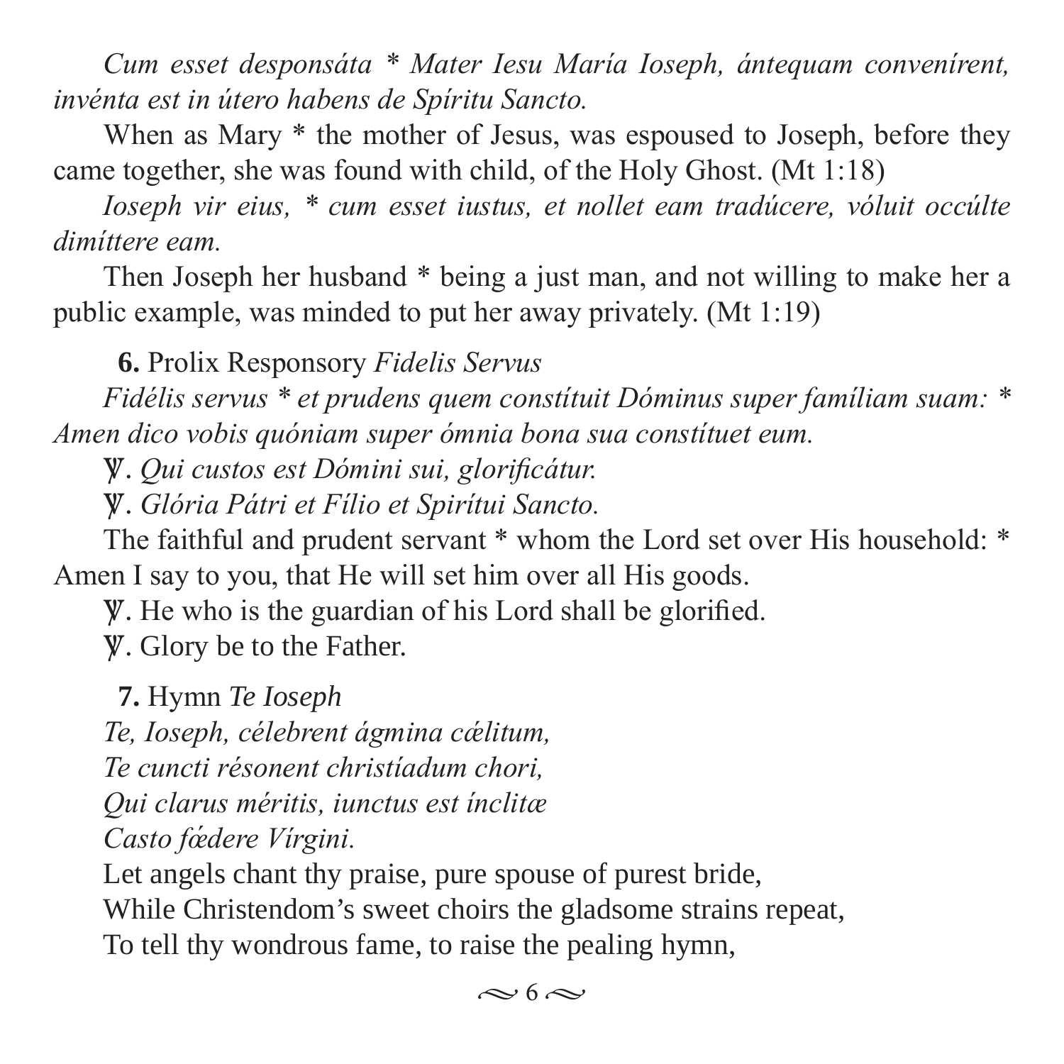*Cum esset desponsáta * Mater Iesu María Ioseph, ántequam convenírent, invénta est in útero habens de Spíritu Sancto.*

When as Mary * the mother of Jesus, was espoused to Joseph, before they came together, she was found with child, of the Holy Ghost. (Mt 1:18)

*Ioseph vir eius, * cum esset iustus, et nollet eam tradúcere, vóluit occúlte dimíttere eam.*

Then Joseph her husband * being a just man, and not willing to make her a public example, was minded to put her away privately. (Mt 1:19)

**6.** Prolix Responsory *Fidelis Servus*

*Fidélis servus * et prudens quem constítuit Dóminus super famíliam suam: * Amen dico vobis quóniam super ómnia bona sua constítuet eum.*

℣. *Qui custos est Dómini sui, glorificátur.*

℣. *Glória Pátri et Fílio et Spirítui Sancto.*

The faithful and prudent servant * whom the Lord set over His household: * Amen I say to you, that He will set him over all His goods.

℣. He who is the guardian of his Lord shall be glorified.

℣. Glory be to the Father.

**7.** Hymn *Te Ioseph*

*Te, Ioseph, célebrent ágmina cǽlitum,*
*Te cuncti résonent christíadum chori,*
*Qui clarus méritis, iunctus est ínclitæ*
*Casto fœ́dere Vírgini.*

Let angels chant thy praise, pure spouse of purest bride,
While Christendom's sweet choirs the gladsome strains repeat,
To tell thy wondrous fame, to raise the pealing hymn,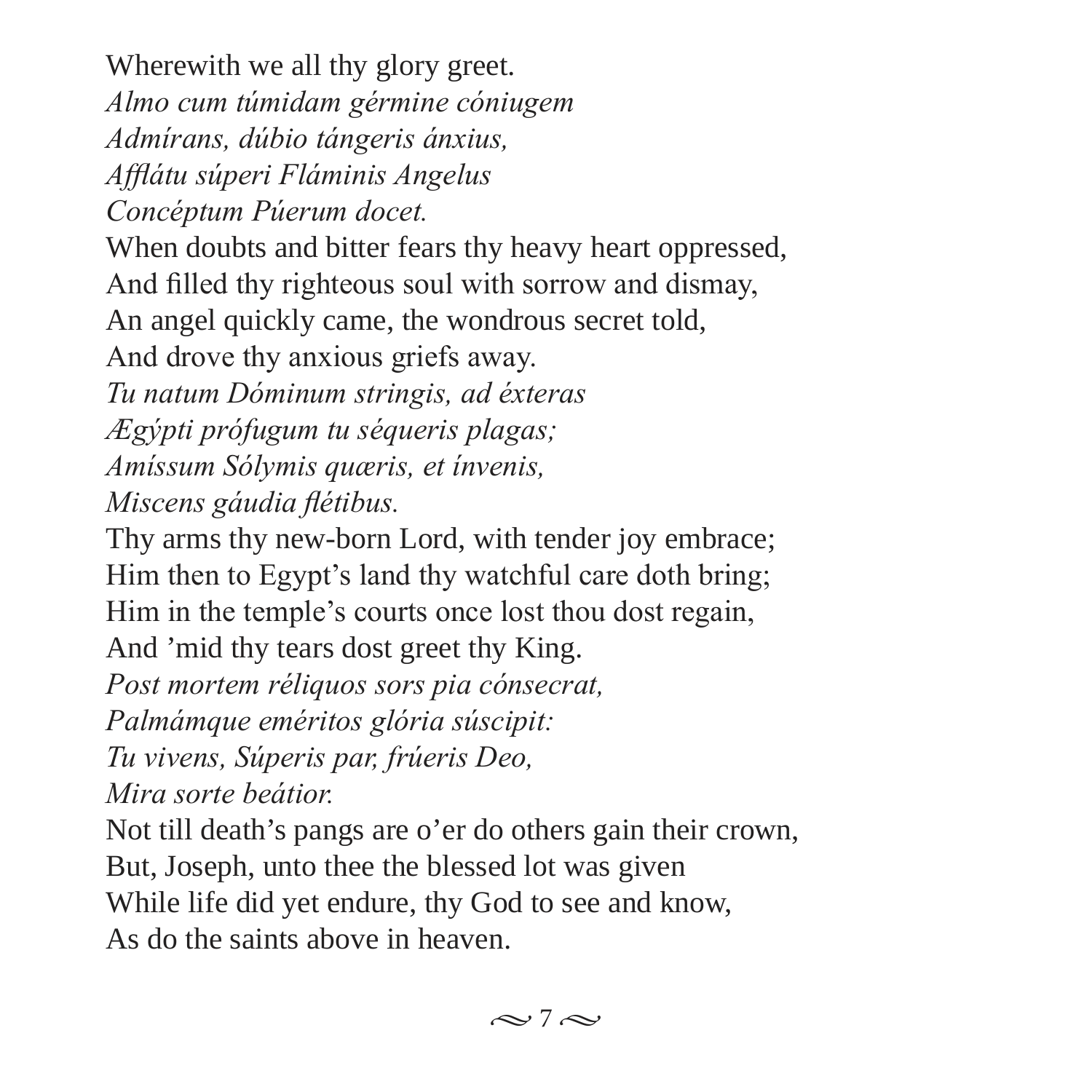Wherewith we all thy glory greet.

*Almo cum túmidam gérmine cóniugem*
*Admírans, dúbio tángeris ánxius,*
*Afflátu súperi Fláminis Angelus*
*Concéptum Púerum docet.*

When doubts and bitter fears thy heavy heart oppressed,
And filled thy righteous soul with sorrow and dismay,
An angel quickly came, the wondrous secret told,
And drove thy anxious griefs away.

*Tu natum Dóminum stringis, ad éxteras*
*Ægýpti prófugum tu séqueris plagas;*
*Amíssum Sólymis quæris, et ínvenis,*
*Miscens gáudia flétibus.*

Thy arms thy new-born Lord, with tender joy embrace;
Him then to Egypt's land thy watchful care doth bring;
Him in the temple's courts once lost thou dost regain,
And 'mid thy tears dost greet thy King.

*Post mortem réliquos sors pia cónsecrat,*
*Palmámque eméritos glória súscipit:*
*Tu vivens, Súperis par, frúeris Deo,*
*Mira sorte beátior.*

Not till death's pangs are o'er do others gain their crown,
But, Joseph, unto thee the blessed lot was given
While life did yet endure, thy God to see and know,
As do the saints above in heaven.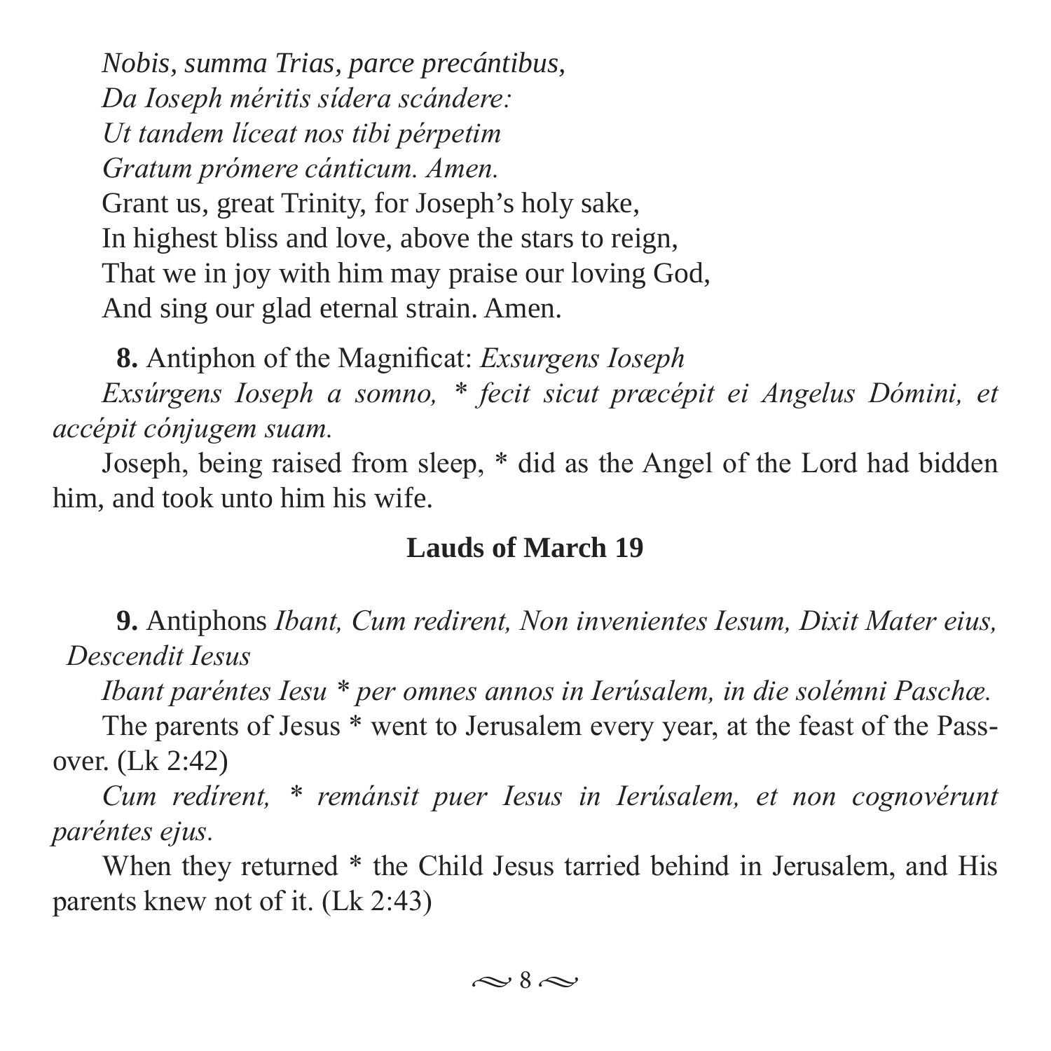*Nobis, summa Trias, parce precántibus,*
*Da Ioseph méritis sídera scándere:*
*Ut tandem líceat nos tibi pérpetim*
*Gratum prómere cánticum. Amen.*
Grant us, great Trinity, for Joseph's holy sake,
In highest bliss and love, above the stars to reign,
That we in joy with him may praise our loving God,
And sing our glad eternal strain. Amen.

**8.** Antiphon of the Magnificat: *Exsurgens Ioseph*

*Exsúrgens Ioseph a somno, * fecit sicut præcépit ei Angelus Dómini, et accépit cónjugem suam.*

Joseph, being raised from sleep, * did as the Angel of the Lord had bidden him, and took unto him his wife.

## Lauds of March 19

**9.** Antiphons *Ibant, Cum redirent, Non invenientes Iesum, Dixit Mater eius, Descendit Iesus*

*Ibant paréntes Iesu * per omnes annos in Ierúsalem, in die solémni Paschæ.*

The parents of Jesus * went to Jerusalem every year, at the feast of the Passover. (Lk 2:42)

*Cum redírent, * remánsit puer Iesus in Ierúsalem, et non cognovérunt paréntes ejus.*

When they returned * the Child Jesus tarried behind in Jerusalem, and His parents knew not of it. (Lk 2:43)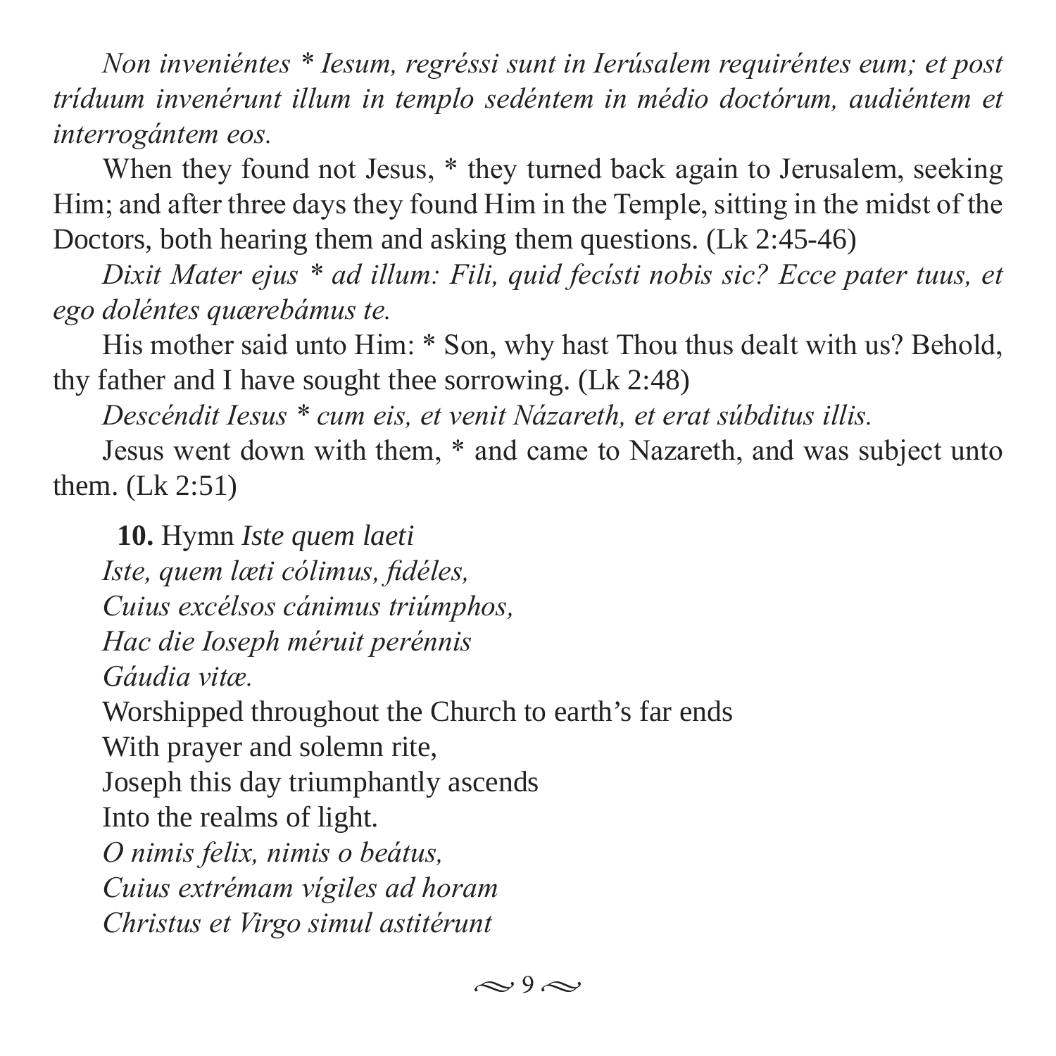*Non inveniéntes * Iesum, regréssi sunt in Ierúsalem requiréntes eum; et post tríduum invenérunt illum in templo sedéntem in médio doctórum, audiéntem et interrogántem eos.*

When they found not Jesus, * they turned back again to Jerusalem, seeking Him; and after three days they found Him in the Temple, sitting in the midst of the Doctors, both hearing them and asking them questions. (Lk 2:45-46)

*Dixit Mater ejus * ad illum: Fili, quid fecísti nobis sic? Ecce pater tuus, et ego doléntes quærebámus te.*

His mother said unto Him: * Son, why hast Thou thus dealt with us? Behold, thy father and I have sought thee sorrowing. (Lk 2:48)

*Descéndit Iesus * cum eis, et venit Názareth, et erat súbditus illis.*

Jesus went down with them, * and came to Nazareth, and was subject unto them. (Lk 2:51)

**10.** Hymn *Iste quem laeti*

*Iste, quem læti cólimus, fidéles,*
*Cuius excélsos cánimus triúmphos,*
*Hac die Ioseph méruit perénnis*
*Gáudia vitæ.*

Worshipped throughout the Church to earth's far ends
With prayer and solemn rite,
Joseph this day triumphantly ascends
Into the realms of light.

*O nimis felix, nimis o beátus,*
*Cuius extrémam vígiles ad horam*
*Christus et Virgo simul astitérunt*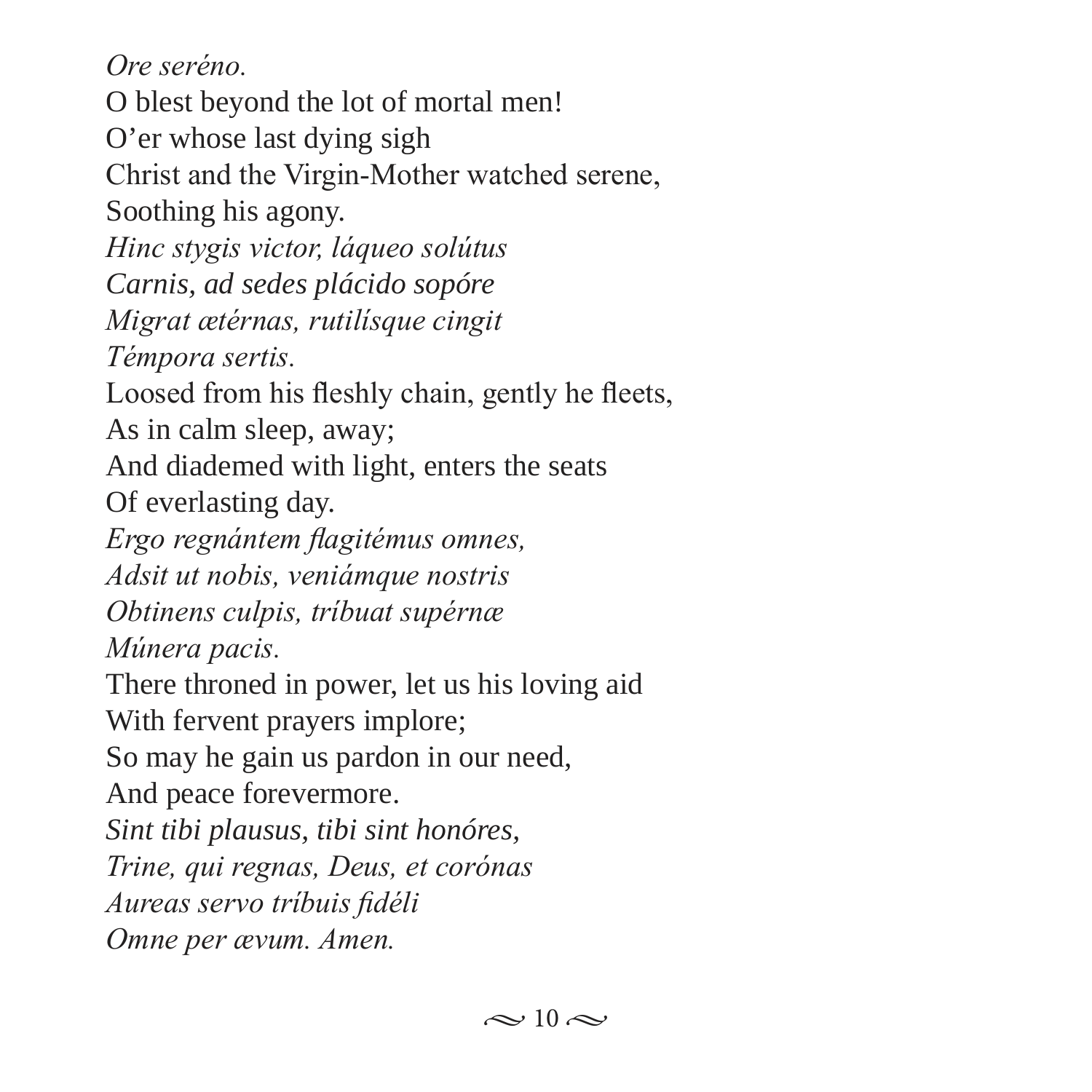*Ore seréno.*  
O blest beyond the lot of mortal men!  
O'er whose last dying sigh  
Christ and the Virgin-Mother watched serene,  
Soothing his agony.  
*Hinc stygis victor, láqueo solútus*  
*Carnis, ad sedes plácido sopóre*  
*Migrat ætérnas, rutilísque cingit*  
*Témpora sertis.*  
Loosed from his fleshly chain, gently he fleets,  
As in calm sleep, away;  
And diademed with light, enters the seats  
Of everlasting day.  
*Ergo regnántem flagitémus omnes,*  
*Adsit ut nobis, veniámque nostris*  
*Obtinens culpis, tríbuat supérnæ*  
*Múnera pacis.*  
There throned in power, let us his loving aid  
With fervent prayers implore;  
So may he gain us pardon in our need,  
And peace forevermore.  
*Sint tibi plausus, tibi sint honóres,*  
*Trine, qui regnas, Deus, et corónas*  
*Aureas servo tríbuis fidéli*  
*Omne per ævum. Amen.*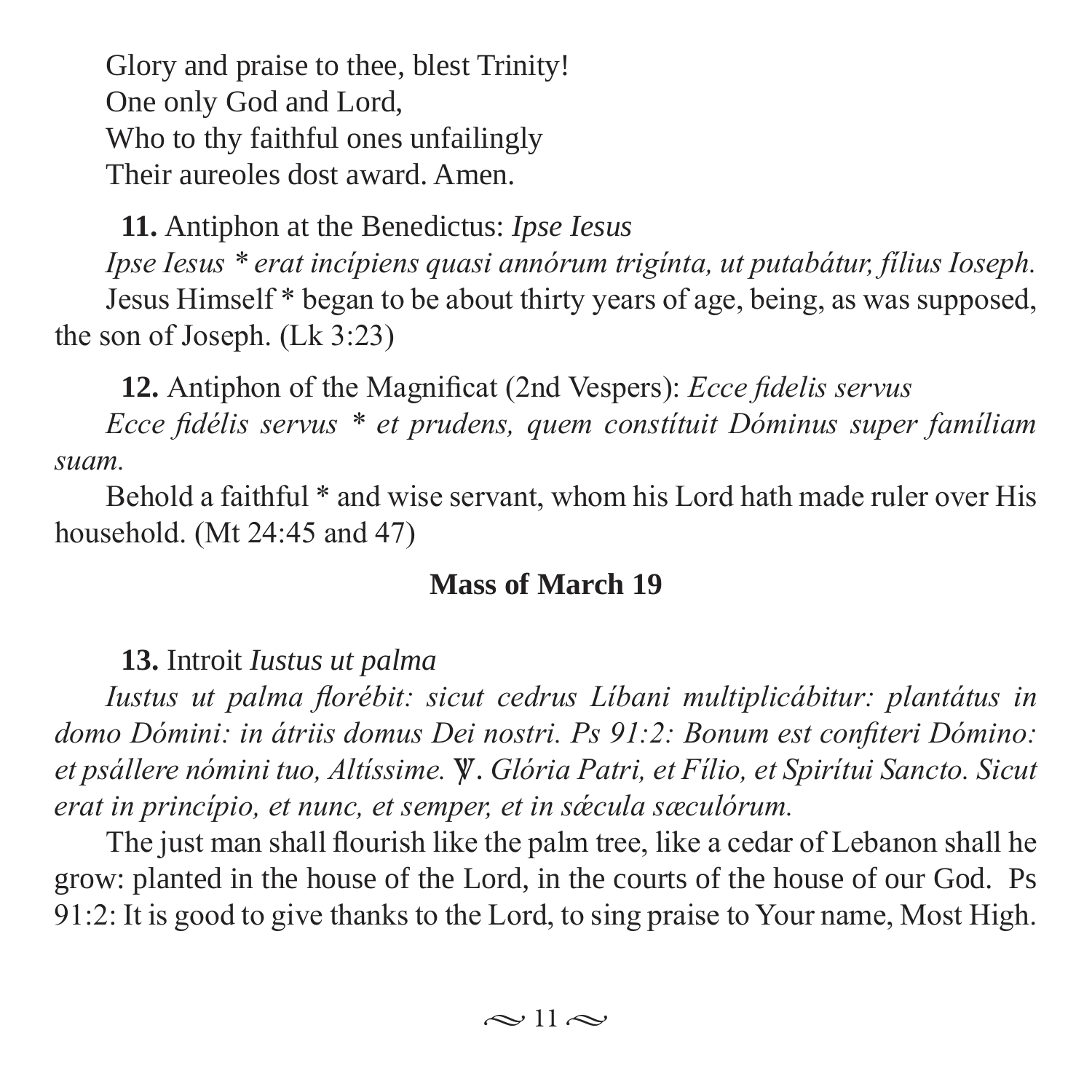Glory and praise to thee, blest Trinity!  
One only God and Lord,  
Who to thy faithful ones unfailingly  
Their aureoles dost award. Amen.

**11.** Antiphon at the Benedictus: *Ipse Iesus*

*Ipse Iesus * erat incípiens quasi annórum trigínta, ut putabátur, fílius Ioseph.*

Jesus Himself * began to be about thirty years of age, being, as was supposed, the son of Joseph. (Lk 3:23)

**12.** Antiphon of the Magnificat (2nd Vespers): *Ecce fidelis servus*

*Ecce fidélis servus * et prudens, quem constítuit Dóminus super famíliam suam.*

Behold a faithful * and wise servant, whom his Lord hath made ruler over His household. (Mt 24:45 and 47)

## Mass of March 19

**13.** Introit *Iustus ut palma*

*Iustus ut palma florébit: sicut cedrus Líbani multiplicábitur: plantátus in domo Dómini: in átriis domus Dei nostri. Ps 91:2: Bonum est confiteri Dómino: et psállere nómini tuo, Altíssime.* ℣. *Glória Patri, et Fílio, et Spirítui Sancto. Sicut erat in princípio, et nunc, et semper, et in sǽcula sæculórum.*

The just man shall flourish like the palm tree, like a cedar of Lebanon shall he grow: planted in the house of the Lord, in the courts of the house of our God. Ps 91:2: It is good to give thanks to the Lord, to sing praise to Your name, Most High.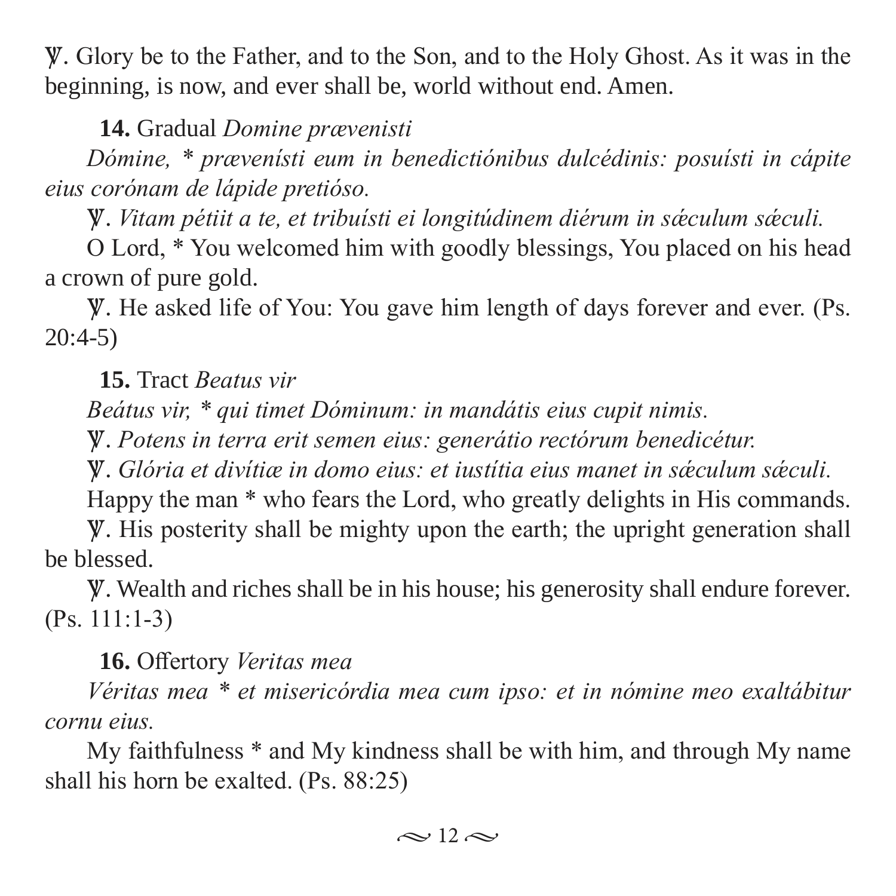℣. Glory be to the Father, and to the Son, and to the Holy Ghost. As it was in the beginning, is now, and ever shall be, world without end. Amen.

**14.** Gradual *Domine prævenisti*

*Dómine, * prævenísti eum in benedictiónibus dulcédinis: posuísti in cápite eius corónam de lápide pretióso.*

℣. *Vitam pétiit a te, et tribuísti ei longitúdinem diérum in sǽculum sǽculi.*

O Lord, * You welcomed him with goodly blessings, You placed on his head a crown of pure gold.

℣. He asked life of You: You gave him length of days forever and ever. (Ps. 20:4-5)

**15.** Tract *Beatus vir*

*Beátus vir, * qui timet Dóminum: in mandátis eius cupit nimis.*

℣. *Potens in terra erit semen eius: generátio rectórum benedicétur.*

℣. *Glória et divítiæ in domo eius: et iustítia eius manet in sǽculum sǽculi.*

Happy the man * who fears the Lord, who greatly delights in His commands.

℣. His posterity shall be mighty upon the earth; the upright generation shall be blessed.

℣. Wealth and riches shall be in his house; his generosity shall endure forever. (Ps. 111:1-3)

**16.** Offertory *Veritas mea*

*Véritas mea * et misericórdia mea cum ipso: et in nómine meo exaltábitur cornu eius.*

My faithfulness * and My kindness shall be with him, and through My name shall his horn be exalted. (Ps. 88:25)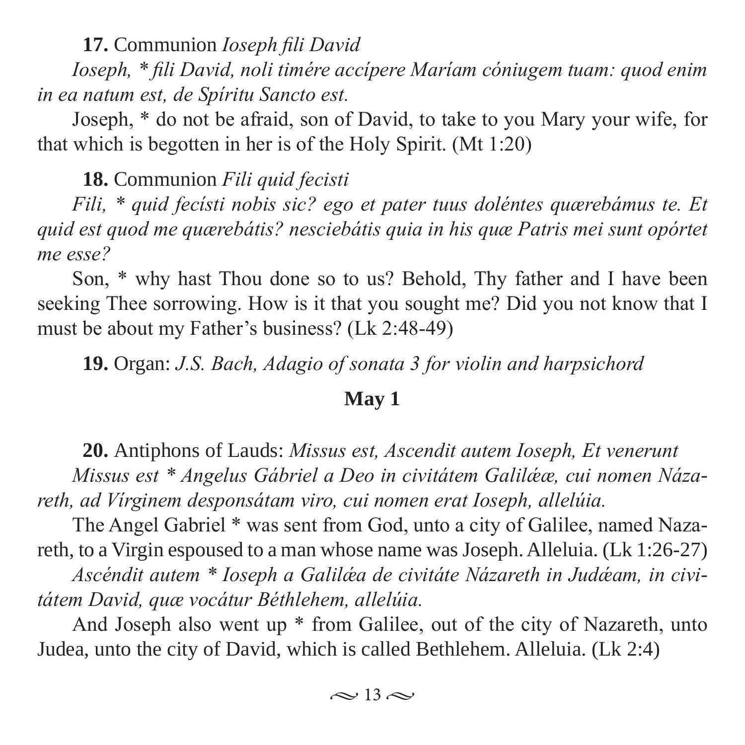**17.** Communion *Ioseph fili David*

*Ioseph, * fili David, noli timére accípere Maríam cóniugem tuam: quod enim in ea natum est, de Spíritu Sancto est.*

Joseph, * do not be afraid, son of David, to take to you Mary your wife, for that which is begotten in her is of the Holy Spirit. (Mt 1:20)

**18.** Communion *Fili quid fecisti*

*Fili, * quid fecísti nobis sic? ego et pater tuus doléntes quærebámus te. Et quid est quod me quærebátis? nesciebátis quia in his quæ Patris mei sunt opórtet me esse?*

Son, * why hast Thou done so to us? Behold, Thy father and I have been seeking Thee sorrowing. How is it that you sought me? Did you not know that I must be about my Father's business? (Lk 2:48-49)

**19.** Organ: *J.S. Bach, Adagio of sonata 3 for violin and harpsichord*

## May 1

**20.** Antiphons of Lauds: *Missus est, Ascendit autem Ioseph, Et venerunt*

*Missus est * Angelus Gábriel a Deo in civitátem Galilǽæ, cui nomen Názareth, ad Vírginem desponsátam viro, cui nomen erat Ioseph, allelúia.*

The Angel Gabriel * was sent from God, unto a city of Galilee, named Nazareth, to a Virgin espoused to a man whose name was Joseph. Alleluia. (Lk 1:26-27)

*Ascéndit autem * Ioseph a Galilǽa de civitáte Názareth in Judǽam, in civitátem David, quæ vocátur Béthlehem, allelúia.*

And Joseph also went up * from Galilee, out of the city of Nazareth, unto Judea, unto the city of David, which is called Bethlehem. Alleluia. (Lk 2:4)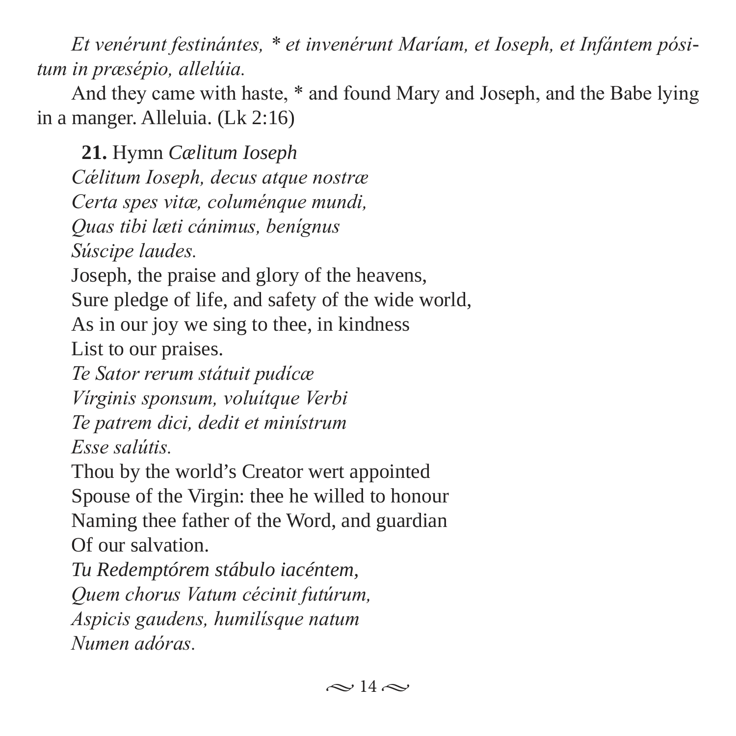*Et venérunt festinántes, * et invenérunt Maríam, et Ioseph, et Infántem pósitum in præsépio, allelúia.*

And they came with haste, * and found Mary and Joseph, and the Babe lying in a manger. Alleluia. (Lk 2:16)

**21.** Hymn *Cælitum Ioseph*

*Cǽlitum Ioseph, decus atque nostræ*
*Certa spes vitæ, columénque mundi,*
*Quas tibi læti cánimus, benígnus*
*Súscipe laudes.*

Joseph, the praise and glory of the heavens,
Sure pledge of life, and safety of the wide world,
As in our joy we sing to thee, in kindness
List to our praises.

*Te Sator rerum státuit pudícæ*
*Vírginis sponsum, voluítque Verbi*
*Te patrem dici, dedit et minístrum*
*Esse salútis.*

Thou by the world's Creator wert appointed
Spouse of the Virgin: thee he willed to honour
Naming thee father of the Word, and guardian
Of our salvation.

*Tu Redemptórem stábulo iacéntem,*
*Quem chorus Vatum cécinit futúrum,*
*Aspicis gaudens, humilísque natum*
*Numen adóras.*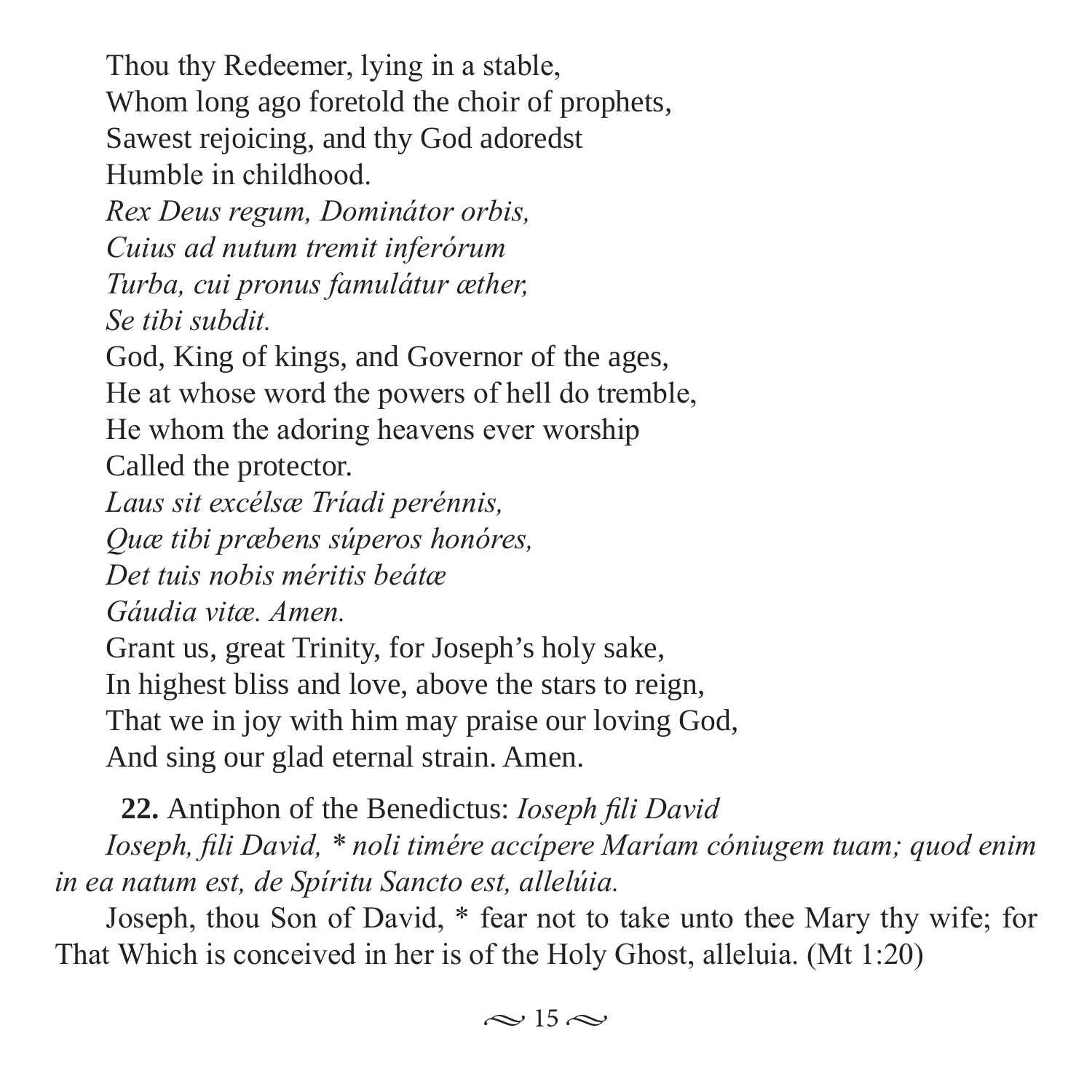Thou thy Redeemer, lying in a stable,
Whom long ago foretold the choir of prophets,
Sawest rejoicing, and thy God adoredst
Humble in childhood.

*Rex Deus regum, Dominátor orbis,*
*Cuius ad nutum tremit inferórum*
*Turba, cui pronus famulátur æther,*
*Se tibi subdit.*

God, King of kings, and Governor of the ages,
He at whose word the powers of hell do tremble,
He whom the adoring heavens ever worship
Called the protector.

*Laus sit excélsæ Tríadi perénnis,*
*Quæ tibi præbens súperos honóres,*
*Det tuis nobis méritis beátæ*
*Gáudia vitæ. Amen.*

Grant us, great Trinity, for Joseph's holy sake,
In highest bliss and love, above the stars to reign,
That we in joy with him may praise our loving God,
And sing our glad eternal strain. Amen.

**22.** Antiphon of the Benedictus: *Ioseph fili David*

*Ioseph, fili David, * noli timére accípere Maríam cóniugem tuam; quod enim in ea natum est, de Spíritu Sancto est, allelúia.*

Joseph, thou Son of David, * fear not to take unto thee Mary thy wife; for That Which is conceived in her is of the Holy Ghost, alleluia. (Mt 1:20)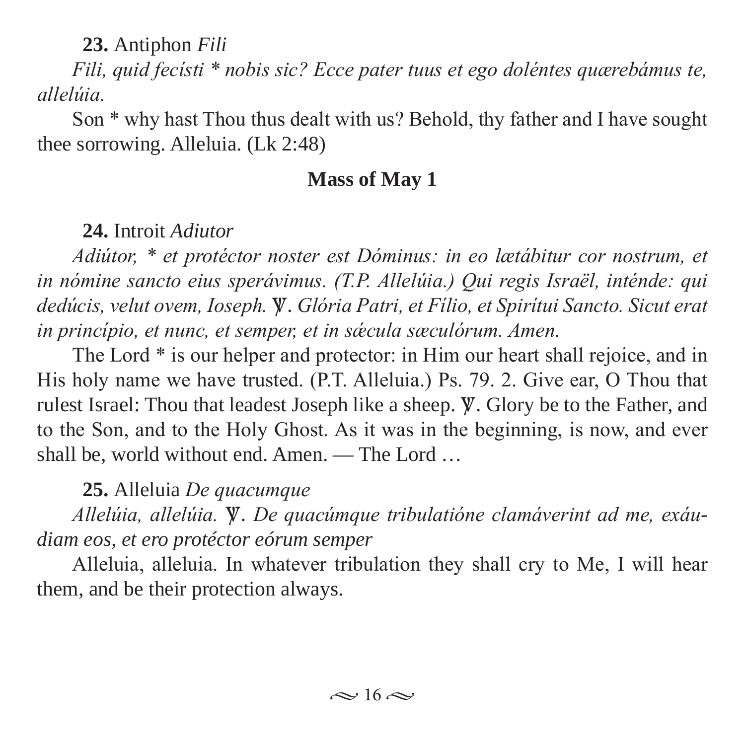**23.** Antiphon *Fili*

*Fili, quid fecísti * nobis sic? Ecce pater tuus et ego doléntes quærebámus te, allelúia.*

Son * why hast Thou thus dealt with us? Behold, thy father and I have sought thee sorrowing. Alleluia. (Lk 2:48)

## Mass of May 1

**24.** Introit *Adiutor*

*Adiútor, * et protéctor noster est Dóminus: in eo lætábitur cor nostrum, et in nómine sancto eius sperávimus. (T.P. Allelúia.) Qui regis Israël, inténde: qui dedúcis, velut ovem, Ioseph. ℣. Glória Patri, et Fílio, et Spirítui Sancto. Sicut erat in princípio, et nunc, et semper, et in sǽcula sæculórum. Amen.*

The Lord * is our helper and protector: in Him our heart shall rejoice, and in His holy name we have trusted. (P.T. Alleluia.) Ps. 79. 2. Give ear, O Thou that rulest Israel: Thou that leadest Joseph like a sheep. ℣. Glory be to the Father, and to the Son, and to the Holy Ghost. As it was in the beginning, is now, and ever shall be, world without end. Amen. — The Lord …

**25.** Alleluia *De quacumque*

*Allelúia, allelúia. ℣. De quacúmque tribulatióne clamáverint ad me, exáudiam eos, et ero protéctor eórum semper*

Alleluia, alleluia. In whatever tribulation they shall cry to Me, I will hear them, and be their protection always.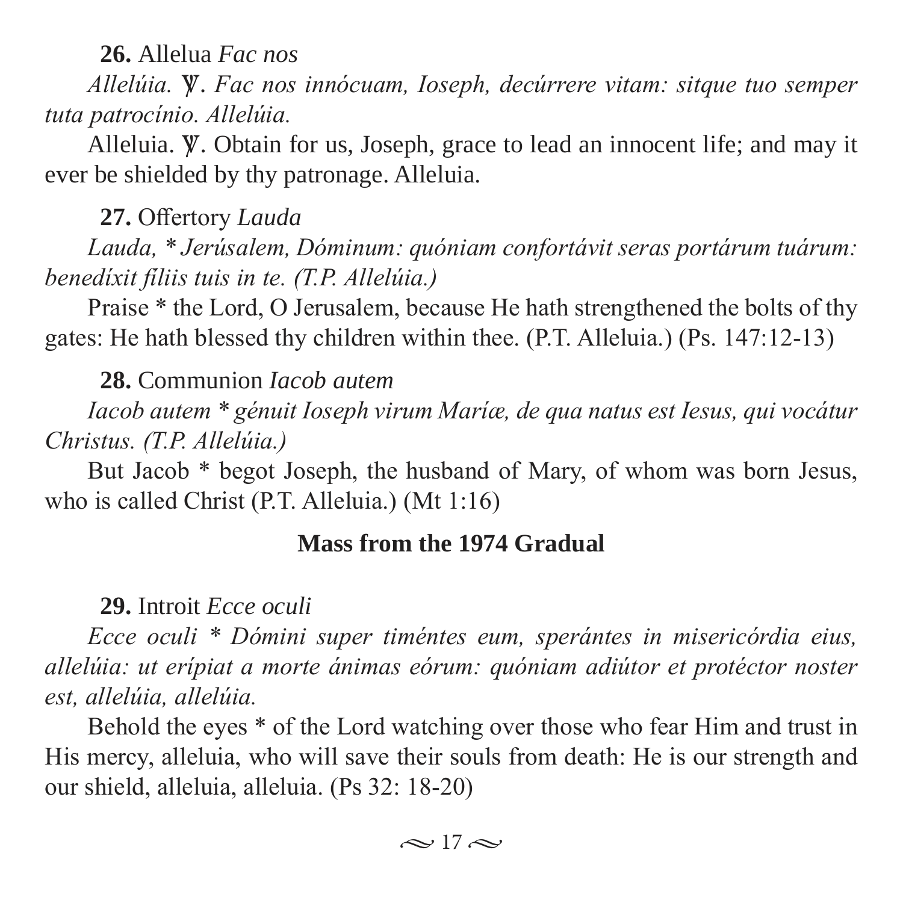**26.** Allelua *Fac nos*

*Allelúia. ℣. Fac nos innócuam, Ioseph, decúrrere vitam: sitque tuo semper tuta patrocínio. Allelúia.*

Alleluia. ℣. Obtain for us, Joseph, grace to lead an innocent life; and may it ever be shielded by thy patronage. Alleluia.

**27.** Offertory *Lauda*

*Lauda, * Jerúsalem, Dóminum: quóniam confortávit seras portárum tuárum: benedíxit fíliis tuis in te. (T.P. Allelúia.)*

Praise * the Lord, O Jerusalem, because He hath strengthened the bolts of thy gates: He hath blessed thy children within thee. (P.T. Alleluia.) (Ps. 147:12-13)

**28.** Communion *Iacob autem*

*Iacob autem * génuit Ioseph virum Maríæ, de qua natus est Iesus, qui vocátur Christus. (T.P. Allelúia.)*

But Jacob * begot Joseph, the husband of Mary, of whom was born Jesus, who is called Christ (P.T. Alleluia.) (Mt 1:16)

## Mass from the 1974 Gradual

**29.** Introit *Ecce oculi*

*Ecce oculi * Dómini super timéntes eum, sperántes in misericórdia eius, allelúia: ut erípiat a morte ánimas eórum: quóniam adiútor et protéctor noster est, allelúia, allelúia.*

Behold the eyes * of the Lord watching over those who fear Him and trust in His mercy, alleluia, who will save their souls from death: He is our strength and our shield, alleluia, alleluia. (Ps 32: 18-20)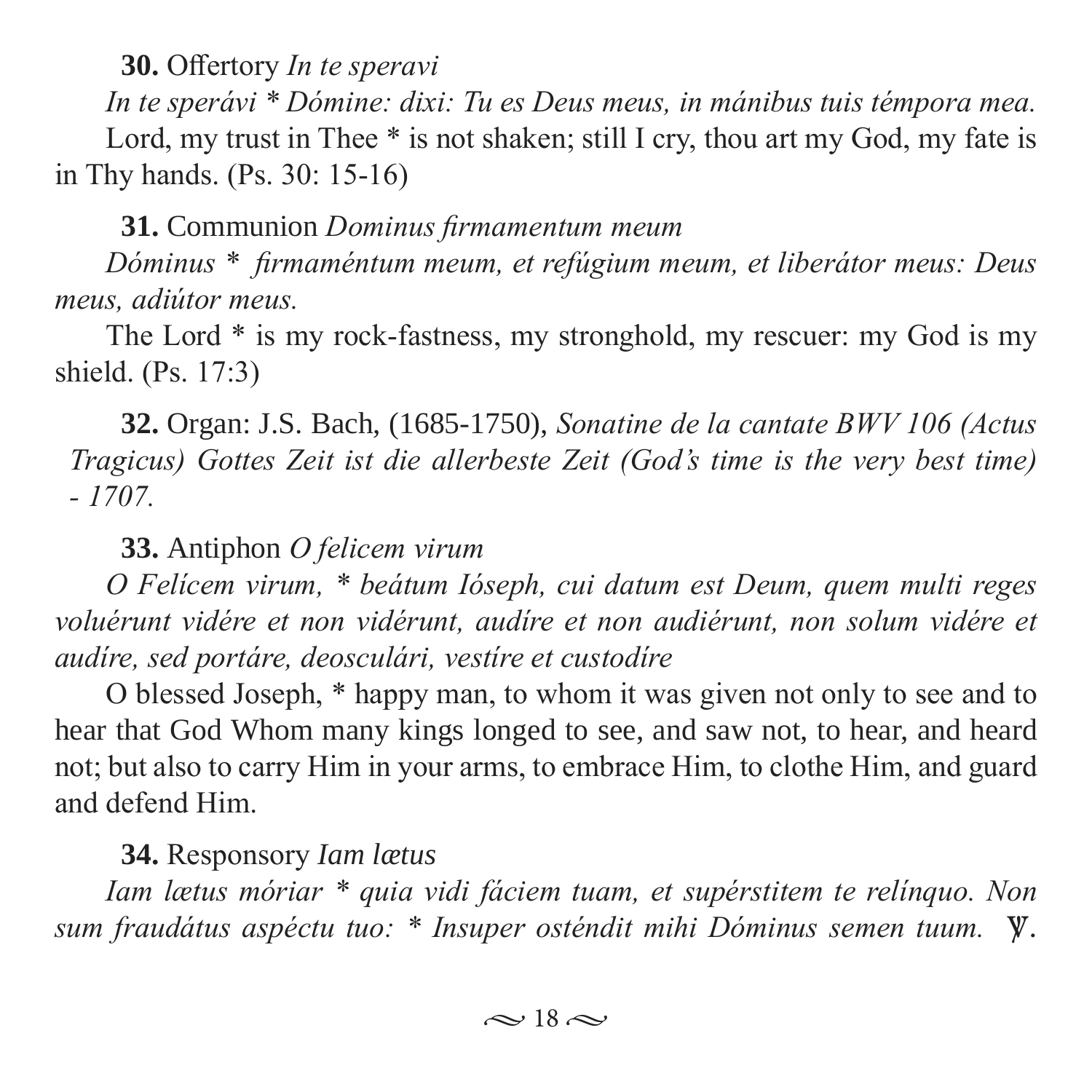**30.** Offertory *In te speravi*

*In te sperávi * Dómine: dixi: Tu es Deus meus, in mánibus tuis témpora mea.*

Lord, my trust in Thee * is not shaken; still I cry, thou art my God, my fate is in Thy hands. (Ps. 30: 15-16)

**31.** Communion *Dominus firmamentum meum*

*Dóminus * firmaméntum meum, et refúgium meum, et liberátor meus: Deus meus, adiútor meus.*

The Lord * is my rock-fastness, my stronghold, my rescuer: my God is my shield. (Ps. 17:3)

**32.** Organ: J.S. Bach, (1685-1750), *Sonatine de la cantate BWV 106 (Actus Tragicus) Gottes Zeit ist die allerbeste Zeit (God's time is the very best time) - 1707.*

**33.** Antiphon *O felicem virum*

*O Felícem virum, * beátum Ióseph, cui datum est Deum, quem multi reges voluérunt vidére et non vidérunt, audíre et non audiérunt, non solum vidére et audíre, sed portáre, deosculári, vestíre et custodíre*

O blessed Joseph, * happy man, to whom it was given not only to see and to hear that God Whom many kings longed to see, and saw not, to hear, and heard not; but also to carry Him in your arms, to embrace Him, to clothe Him, and guard and defend Him.

**34.** Responsory *Iam lætus*

*Iam lætus móriar * quia vidi fáciem tuam, et supérstitem te relínquo. Non sum fraudátus aspéctu tuo: * Insuper osténdit mihi Dóminus semen tuum.* ℣.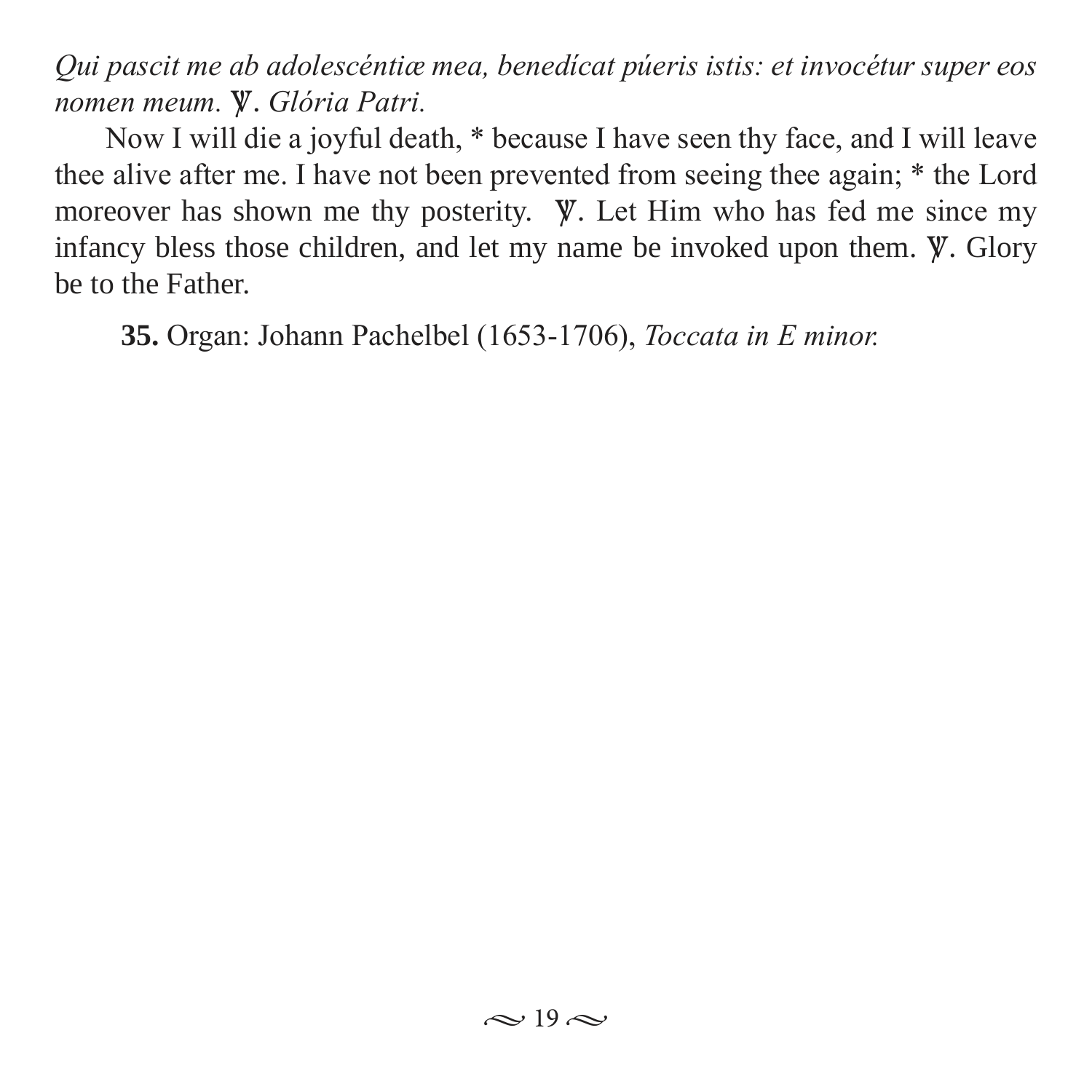*Qui pascit me ab adolescéntiæ mea, benedícat púeris istis: et invocétur super eos nomen meum.* ℣. *Glória Patri.*

Now I will die a joyful death, * because I have seen thy face, and I will leave thee alive after me. I have not been prevented from seeing thee again; * the Lord moreover has shown me thy posterity. ℣. Let Him who has fed me since my infancy bless those children, and let my name be invoked upon them. ℣. Glory be to the Father.

**35.** Organ: Johann Pachelbel (1653-1706), *Toccata in E minor.*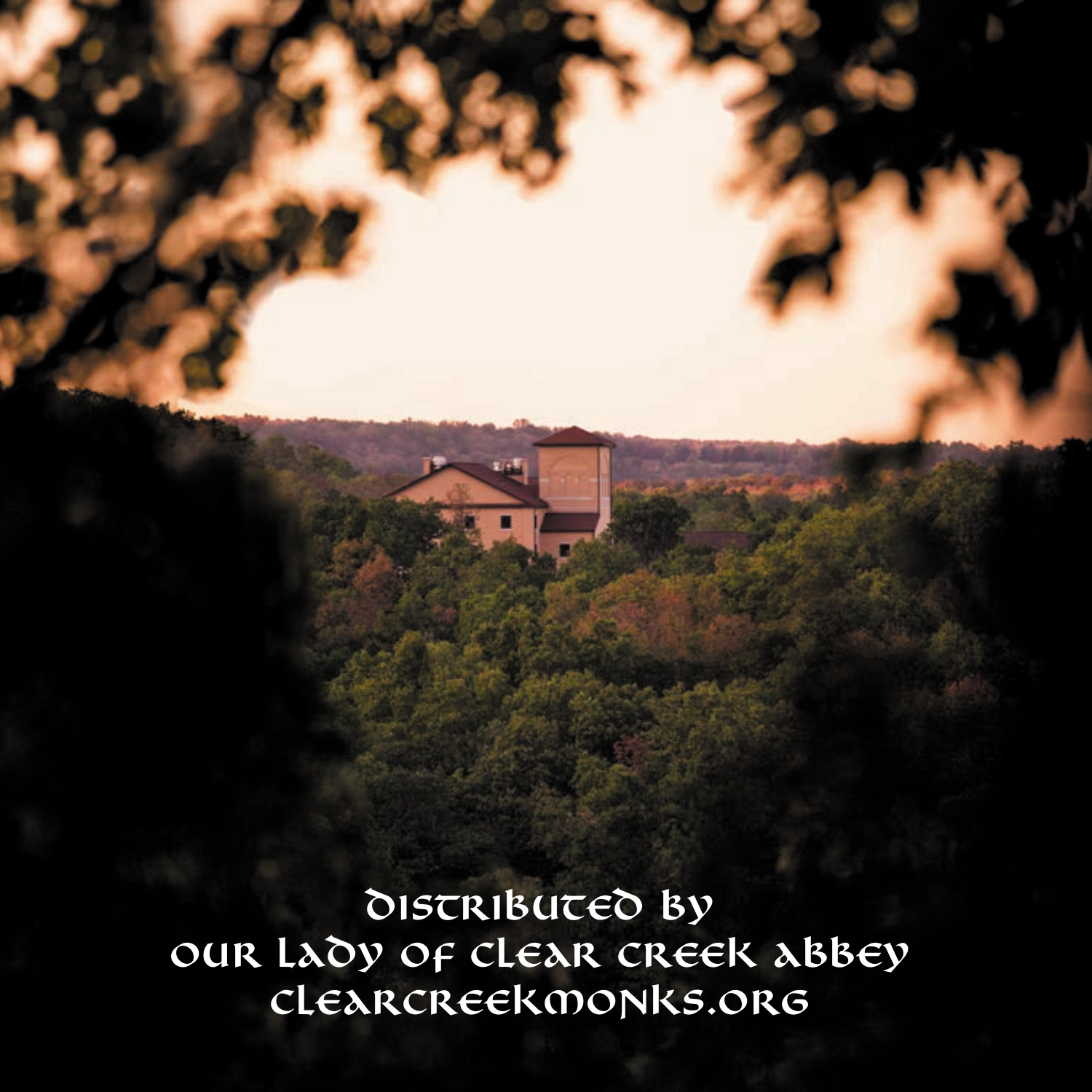Distributed by
Our Lady of Clear Creek Abbey
clearcreekmonks.org